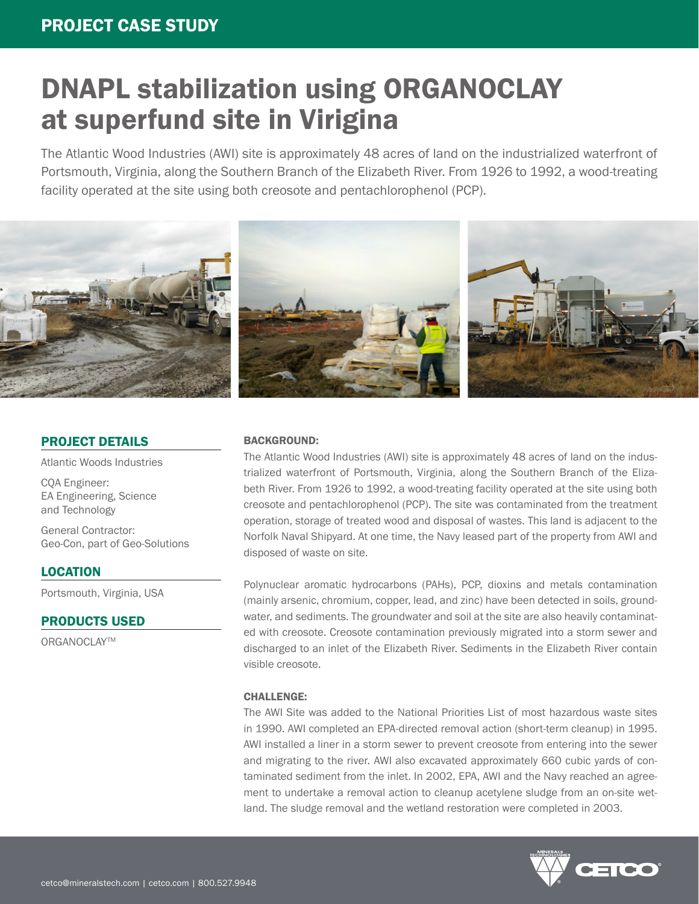PROJECT CASE STUDY

# DNAPL stabilization using ORGANOCLAY at superfund site in Virigina

The Atlantic Wood Industries (AWI) site is approximately 48 acres of land on the industrialized waterfront of Portsmouth, Virginia, along the Southern Branch of the Elizabeth River. From 1926 to 1992, a wood-treating facility operated at the site using both creosote and pentachlorophenol (PCP).

## PROJECT DETAILS

Atlantic Woods Industries

CQA Engineer:
EA Engineering, Science and Technology

General Contractor:
Geo-Con, part of Geo-Solutions

## LOCATION

Portsmouth, Virginia, USA

## PRODUCTS USED

ORGANOCLAY™

### BACKGROUND:

The Atlantic Wood Industries (AWI) site is approximately 48 acres of land on the industrialized waterfront of Portsmouth, Virginia, along the Southern Branch of the Elizabeth River. From 1926 to 1992, a wood-treating facility operated at the site using both creosote and pentachlorophenol (PCP). The site was contaminated from the treatment operation, storage of treated wood and disposal of wastes. This land is adjacent to the Norfolk Naval Shipyard. At one time, the Navy leased part of the property from AWI and disposed of waste on site.

Polynuclear aromatic hydrocarbons (PAHs), PCP, dioxins and metals contamination (mainly arsenic, chromium, copper, lead, and zinc) have been detected in soils, groundwater, and sediments. The groundwater and soil at the site are also heavily contaminated with creosote. Creosote contamination previously migrated into a storm sewer and discharged to an inlet of the Elizabeth River. Sediments in the Elizabeth River contain visible creosote.

### CHALLENGE:

The AWI Site was added to the National Priorities List of most hazardous waste sites in 1990. AWI completed an EPA-directed removal action (short-term cleanup) in 1995. AWI installed a liner in a storm sewer to prevent creosote from entering into the sewer and migrating to the river. AWI also excavated approximately 660 cubic yards of contaminated sediment from the inlet. In 2002, EPA, AWI and the Navy reached an agreement to undertake a removal action to cleanup acetylene sludge from an on-site wetland. The sludge removal and the wetland restoration were completed in 2003.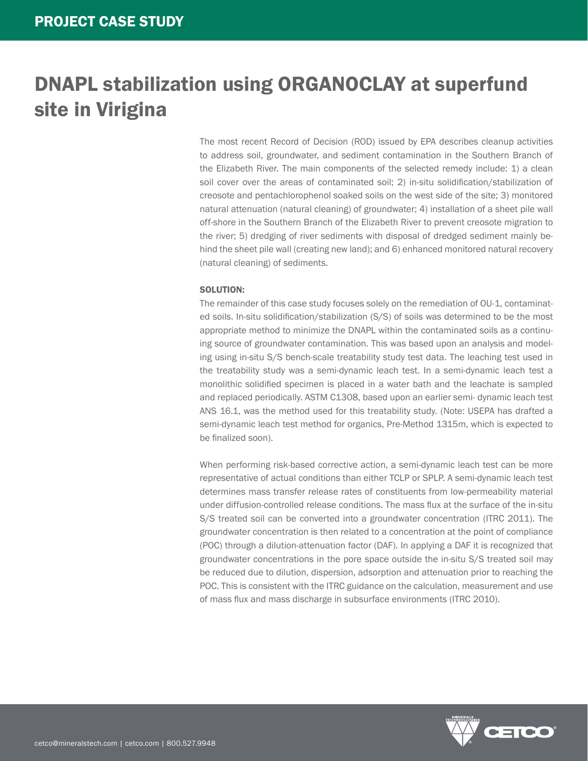# DNAPL stabilization using ORGANOCLAY at superfund site in Virigina

The most recent Record of Decision (ROD) issued by EPA describes cleanup activities to address soil, groundwater, and sediment contamination in the Southern Branch of the Elizabeth River. The main components of the selected remedy include: 1) a clean soil cover over the areas of contaminated soil; 2) in-situ solidification/stabilization of creosote and pentachlorophenol soaked soils on the west side of the site; 3) monitored natural attenuation (natural cleaning) of groundwater; 4) installation of a sheet pile wall off-shore in the Southern Branch of the Elizabeth River to prevent creosote migration to the river; 5) dredging of river sediments with disposal of dredged sediment mainly behind the sheet pile wall (creating new land); and 6) enhanced monitored natural recovery (natural cleaning) of sediments.

**SOLUTION:**

The remainder of this case study focuses solely on the remediation of OU-1, contaminated soils. In-situ solidification/stabilization (S/S) of soils was determined to be the most appropriate method to minimize the DNAPL within the contaminated soils as a continuing source of groundwater contamination. This was based upon an analysis and modeling using in-situ S/S bench-scale treatability study test data. The leaching test used in the treatability study was a semi-dynamic leach test. In a semi-dynamic leach test a monolithic solidified specimen is placed in a water bath and the leachate is sampled and replaced periodically. ASTM C1308, based upon an earlier semi- dynamic leach test ANS 16.1, was the method used for this treatability study. (Note: USEPA has drafted a semi-dynamic leach test method for organics, Pre-Method 1315m, which is expected to be finalized soon).

When performing risk-based corrective action, a semi-dynamic leach test can be more representative of actual conditions than either TCLP or SPLP. A semi-dynamic leach test determines mass transfer release rates of constituents from low-permeability material under diffusion-controlled release conditions. The mass flux at the surface of the in-situ S/S treated soil can be converted into a groundwater concentration (ITRC 2011). The groundwater concentration is then related to a concentration at the point of compliance (POC) through a dilution-attenuation factor (DAF). In applying a DAF it is recognized that groundwater concentrations in the pore space outside the in-situ S/S treated soil may be reduced due to dilution, dispersion, adsorption and attenuation prior to reaching the POC. This is consistent with the ITRC guidance on the calculation, measurement and use of mass flux and mass discharge in subsurface environments (ITRC 2010).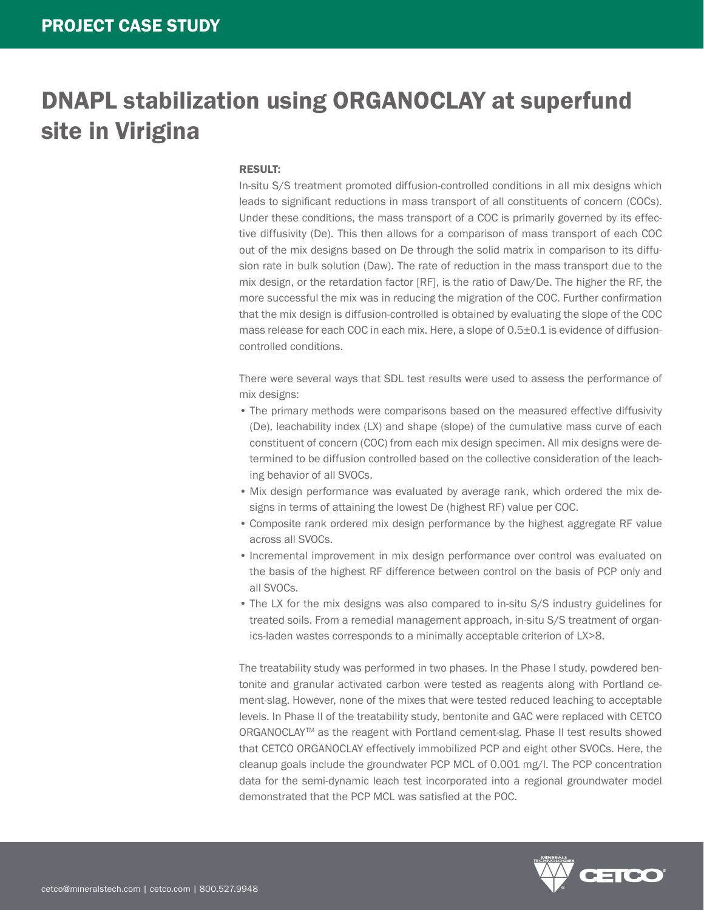# DNAPL stabilization using ORGANOCLAY at superfund site in Virigina

**RESULT:**

In-situ S/S treatment promoted diffusion-controlled conditions in all mix designs which leads to significant reductions in mass transport of all constituents of concern (COCs). Under these conditions, the mass transport of a COC is primarily governed by its effective diffusivity (De). This then allows for a comparison of mass transport of each COC out of the mix designs based on De through the solid matrix in comparison to its diffusion rate in bulk solution (Daw). The rate of reduction in the mass transport due to the mix design, or the retardation factor [RF], is the ratio of Daw/De. The higher the RF, the more successful the mix was in reducing the migration of the COC. Further confirmation that the mix design is diffusion-controlled is obtained by evaluating the slope of the COC mass release for each COC in each mix. Here, a slope of 0.5±0.1 is evidence of diffusion-controlled conditions.

There were several ways that SDL test results were used to assess the performance of mix designs:

- The primary methods were comparisons based on the measured effective diffusivity (De), leachability index (LX) and shape (slope) of the cumulative mass curve of each constituent of concern (COC) from each mix design specimen. All mix designs were determined to be diffusion controlled based on the collective consideration of the leaching behavior of all SVOCs.
- Mix design performance was evaluated by average rank, which ordered the mix designs in terms of attaining the lowest De (highest RF) value per COC.
- Composite rank ordered mix design performance by the highest aggregate RF value across all SVOCs.
- Incremental improvement in mix design performance over control was evaluated on the basis of the highest RF difference between control on the basis of PCP only and all SVOCs.
- The LX for the mix designs was also compared to in-situ S/S industry guidelines for treated soils. From a remedial management approach, in-situ S/S treatment of organics-laden wastes corresponds to a minimally acceptable criterion of LX>8.

The treatability study was performed in two phases. In the Phase I study, powdered bentonite and granular activated carbon were tested as reagents along with Portland cement-slag. However, none of the mixes that were tested reduced leaching to acceptable levels. In Phase II of the treatability study, bentonite and GAC were replaced with CETCO ORGANOCLAY™ as the reagent with Portland cement-slag. Phase II test results showed that CETCO ORGANOCLAY effectively immobilized PCP and eight other SVOCs. Here, the cleanup goals include the groundwater PCP MCL of 0.001 mg/l. The PCP concentration data for the semi-dynamic leach test incorporated into a regional groundwater model demonstrated that the PCP MCL was satisfied at the POC.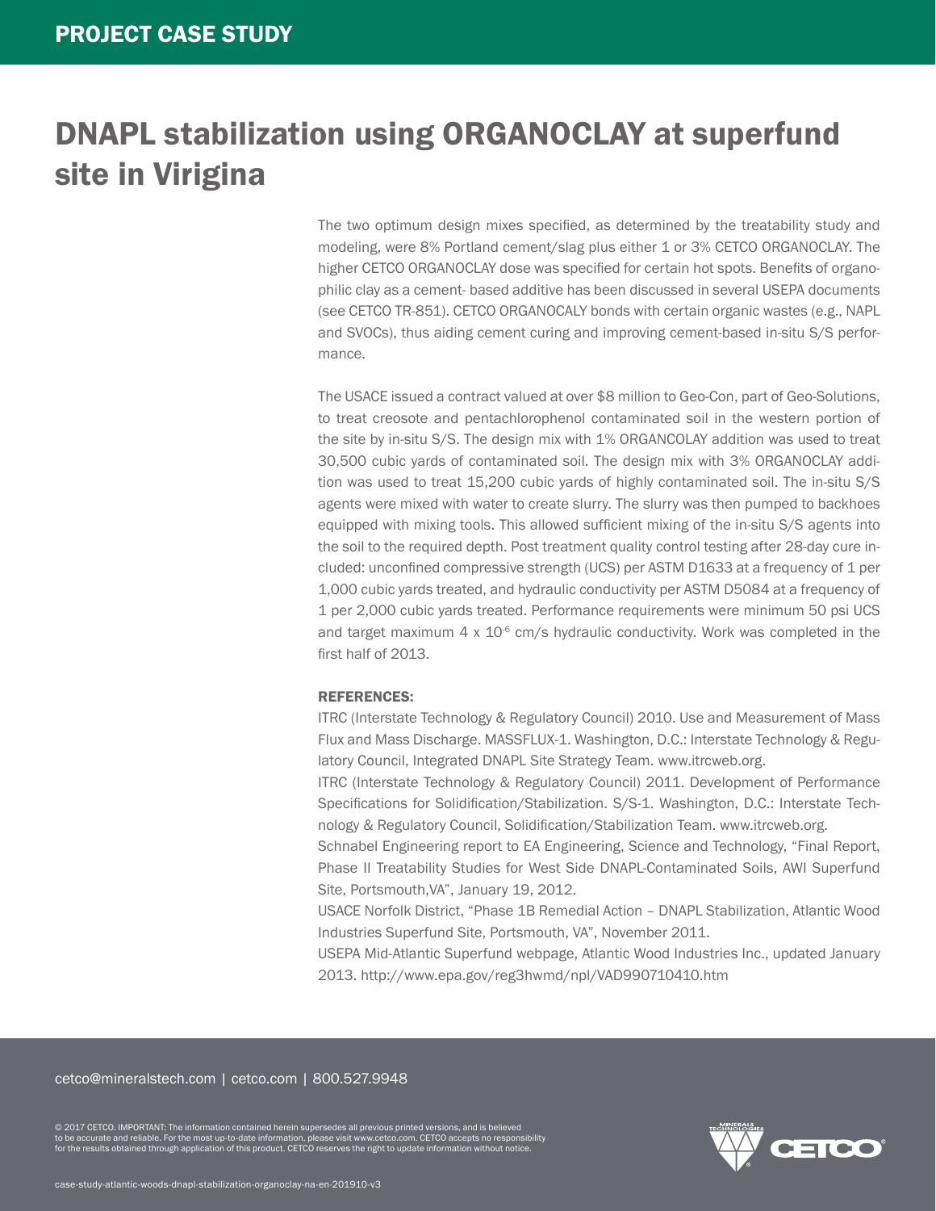# DNAPL stabilization using ORGANOCLAY at superfund site in Virigina

The two optimum design mixes specified, as determined by the treatability study and modeling, were 8% Portland cement/slag plus either 1 or 3% CETCO ORGANOCLAY. The higher CETCO ORGANOCLAY dose was specified for certain hot spots. Benefits of organophilic clay as a cement- based additive has been discussed in several USEPA documents (see CETCO TR-851). CETCO ORGANOCALY bonds with certain organic wastes (e.g., NAPL and SVOCs), thus aiding cement curing and improving cement-based in-situ S/S performance.

The USACE issued a contract valued at over $8 million to Geo-Con, part of Geo-Solutions, to treat creosote and pentachlorophenol contaminated soil in the western portion of the site by in-situ S/S. The design mix with 1% ORGANCOLAY addition was used to treat 30,500 cubic yards of contaminated soil. The design mix with 3% ORGANOCLAY addition was used to treat 15,200 cubic yards of highly contaminated soil. The in-situ S/S agents were mixed with water to create slurry. The slurry was then pumped to backhoes equipped with mixing tools. This allowed sufficient mixing of the in-situ S/S agents into the soil to the required depth. Post treatment quality control testing after 28-day cure included: unconfined compressive strength (UCS) per ASTM D1633 at a frequency of 1 per 1,000 cubic yards treated, and hydraulic conductivity per ASTM D5084 at a frequency of 1 per 2,000 cubic yards treated. Performance requirements were minimum 50 psi UCS and target maximum $4 \times 10^{-6}$ cm/s hydraulic conductivity. Work was completed in the first half of 2013.

### REFERENCES:

ITRC (Interstate Technology & Regulatory Council) 2010. Use and Measurement of Mass Flux and Mass Discharge. MASSFLUX-1. Washington, D.C.: Interstate Technology & Regulatory Council, Integrated DNAPL Site Strategy Team. www.itrcweb.org.

ITRC (Interstate Technology & Regulatory Council) 2011. Development of Performance Specifications for Solidification/Stabilization. S/S-1. Washington, D.C.: Interstate Technology & Regulatory Council, Solidification/Stabilization Team. www.itrcweb.org.

Schnabel Engineering report to EA Engineering, Science and Technology, "Final Report, Phase II Treatability Studies for West Side DNAPL-Contaminated Soils, AWI Superfund Site, Portsmouth,VA", January 19, 2012.

USACE Norfolk District, "Phase 1B Remedial Action – DNAPL Stabilization, Atlantic Wood Industries Superfund Site, Portsmouth, VA", November 2011.

USEPA Mid-Atlantic Superfund webpage, Atlantic Wood Industries Inc., updated January 2013. http://www.epa.gov/reg3hwmd/npl/VAD990710410.htm

cetco@mineralstech.com | cetco.com | 800.527.9948

© 2017 CETCO. IMPORTANT: The information contained herein supersedes all previous printed versions, and is believed to be accurate and reliable. For the most up-to-date information, please visit www.cetco.com. CETCO accepts no responsibility for the results obtained through application of this product. CETCO reserves the right to update information without notice.

case-study-atlantic-woods-dnapl-stabilization-organoclay-na-en-201910-v3